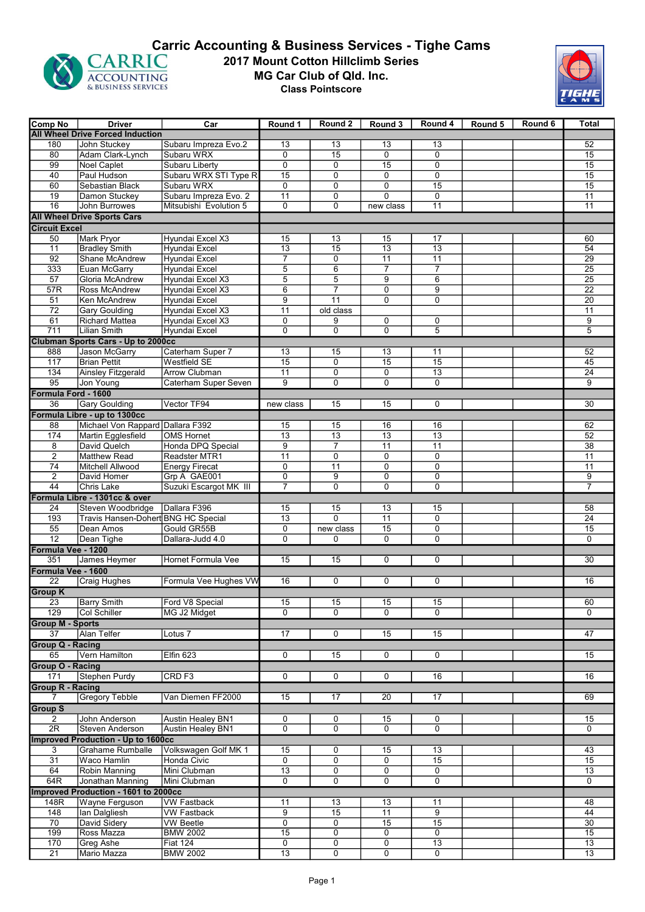# Carric Accounting & Business Services - Tighe Cams

## 2017 Mount Cotton Hillclimb Series

## MG Car Club of Qld. Inc.

### Class Pointscore

| Comp No | Driver | Car | Round 1 | Round 2 | Round 3 | Round 4 | Round 5 | Round 6 | Total |
|---|---|---|---|---|---|---|---|---|---|
| **All Wheel Drive Forced Induction** | | | | | | | | | |
| 180 | John Stuckey | Subaru Impreza Evo.2 | 13 | 13 | 13 | 13 | | | 52 |
| 80 | Adam Clark-Lynch | Subaru WRX | 0 | 15 | 0 | 0 | | | 15 |
| 99 | Noel Caplet | Subaru Liberty | 0 | 0 | 15 | 0 | | | 15 |
| 40 | Paul Hudson | Subaru WRX STI Type R | 15 | 0 | 0 | 0 | | | 15 |
| 60 | Sebastian Black | Subaru WRX | 0 | 0 | 0 | 15 | | | 15 |
| 19 | Damon Stuckey | Subaru Impreza Evo. 2 | 11 | 0 | 0 | 0 | | | 11 |
| 16 | John Burrowes | Mitsubishi Evolution 5 | 0 | 0 | new class | 11 | | | 11 |
| **All Wheel Drive Sports Cars** | | | | | | | | | |
| **Circuit Excel** | | | | | | | | | |
| 50 | Mark Pryor | Hyundai Excel X3 | 15 | 13 | 15 | 17 | | | 60 |
| 11 | Bradley Smith | Hyundai Excel | 13 | 15 | 13 | 13 | | | 54 |
| 92 | Shane McAndrew | Hyundai Excel | 7 | 0 | 11 | 11 | | | 29 |
| 333 | Euan McGarry | Hyundai Excel | 5 | 6 | 7 | 7 | | | 25 |
| 57 | Gloria McAndrew | Hyundai Excel X3 | 5 | 5 | 9 | 6 | | | 25 |
| 57R | Ross McAndrew | Hyundai Excel X3 | 6 | 7 | 0 | 9 | | | 22 |
| 51 | Ken McAndrew | Hyundai Excel | 9 | 11 | 0 | 0 | | | 20 |
| 72 | Gary Goulding | Hyundai Excel X3 | 11 | old class | | | | | 11 |
| 61 | Richard Mattea | Hyundai Excel X3 | 0 | 9 | 0 | 0 | | | 9 |
| 711 | Lilian Smith | Hyundai Excel | 0 | 0 | 0 | 5 | | | 5 |
| **Clubman Sports Cars - Up to 2000cc** | | | | | | | | | |
| 888 | Jason McGarry | Caterham Super 7 | 13 | 15 | 13 | 11 | | | 52 |
| 117 | Brian Pettit | Westfield SE | 15 | 0 | 15 | 15 | | | 45 |
| 134 | Ainsley Fitzgerald | Arrow Clubman | 11 | 0 | 0 | 13 | | | 24 |
| 95 | Jon Young | Caterham Super Seven | 9 | 0 | 0 | 0 | | | 9 |
| **Formula Ford - 1600** | | | | | | | | | |
| 36 | Gary Goulding | Vector TF94 | new class | 15 | 15 | 0 | | | 30 |
| **Formula Libre - up to 1300cc** | | | | | | | | | |
| 88 | Michael Von Rappard | Dallara F392 | 15 | 15 | 16 | 16 | | | 62 |
| 174 | Martin Egglesfield | OMS Hornet | 13 | 13 | 13 | 13 | | | 52 |
| 8 | David Quelch | Honda DPQ Special | 9 | 7 | 11 | 11 | | | 38 |
| 2 | Matthew Read | Readster MTR1 | 11 | 0 | 0 | 0 | | | 11 |
| 74 | Mitchell Allwood | Energy Firecat | 0 | 11 | 0 | 0 | | | 11 |
| 2 | David Homer | Grp A GAE001 | 0 | 9 | 0 | 0 | | | 9 |
| 44 | Chris Lake | Suzuki Escargot MK III | 7 | 0 | 0 | 0 | | | 7 |
| **Formula Libre - 1301cc & over** | | | | | | | | | |
| 24 | Steven Woodbridge | Dallara F396 | 15 | 15 | 13 | 15 | | | 58 |
| 193 | Travis Hansen-Dohert | BNG HC Special | 13 | 0 | 11 | 0 | | | 24 |
| 55 | Dean Amos | Gould GR55B | 0 | new class | 15 | 0 | | | 15 |
| 12 | Dean Tighe | Dallara-Judd 4.0 | 0 | 0 | 0 | 0 | | | 0 |
| **Formula Vee - 1200** | | | | | | | | | |
| 351 | James Heymer | Hornet Formula Vee | 15 | 15 | 0 | 0 | | | 30 |
| **Formula Vee - 1600** | | | | | | | | | |
| 22 | Craig Hughes | Formula Vee Hughes VW | 16 | 0 | 0 | 0 | | | 16 |
| **Group K** | | | | | | | | | |
| 23 | Barry Smith | Ford V8 Special | 15 | 15 | 15 | 15 | | | 60 |
| 129 | Col Schiller | MG J2 Midget | 0 | 0 | 0 | 0 | | | 0 |
| **Group M - Sports** | | | | | | | | | |
| 37 | Alan Telfer | Lotus 7 | 17 | 0 | 15 | 15 | | | 47 |
| **Group Q - Racing** | | | | | | | | | |
| 65 | Vern Hamilton | Elfin 623 | 0 | 15 | 0 | 0 | | | 15 |
| **Group O - Racing** | | | | | | | | | |
| 171 | Stephen Purdy | CRD F3 | 0 | 0 | 0 | 16 | | | 16 |
| **Group R - Racing** | | | | | | | | | |
| 7 | Gregory Tebble | Van Diemen FF2000 | 15 | 17 | 20 | 17 | | | 69 |
| **Group S** | | | | | | | | | |
| 2 | John Anderson | Austin Healey BN1 | 0 | 0 | 15 | 0 | | | 15 |
| 2R | Steven Anderson | Austin Healey BN1 | 0 | 0 | 0 | 0 | | | 0 |
| **Improved Production - Up to 1600cc** | | | | | | | | | |
| 3 | Grahame Rumballe | Volkswagen Golf MK 1 | 15 | 0 | 15 | 13 | | | 43 |
| 31 | Waco Hamlin | Honda Civic | 0 | 0 | 0 | 15 | | | 15 |
| 64 | Robin Manning | Mini Clubman | 13 | 0 | 0 | 0 | | | 13 |
| 64R | Jonathan Manning | Mini Clubman | 0 | 0 | 0 | 0 | | | 0 |
| **Improved Production - 1601 to 2000cc** | | | | | | | | | |
| 148R | Wayne Ferguson | VW Fastback | 11 | 13 | 13 | 11 | | | 48 |
| 148 | Ian Dalgliesh | VW Fastback | 9 | 15 | 11 | 9 | | | 44 |
| 70 | David Sidery | VW Beetle | 0 | 0 | 15 | 15 | | | 30 |
| 199 | Ross Mazza | BMW 2002 | 15 | 0 | 0 | 0 | | | 15 |
| 170 | Greg Ashe | Fiat 124 | 0 | 0 | 0 | 13 | | | 13 |
| 21 | Mario Mazza | BMW 2002 | 13 | 0 | 0 | 0 | | | 13 |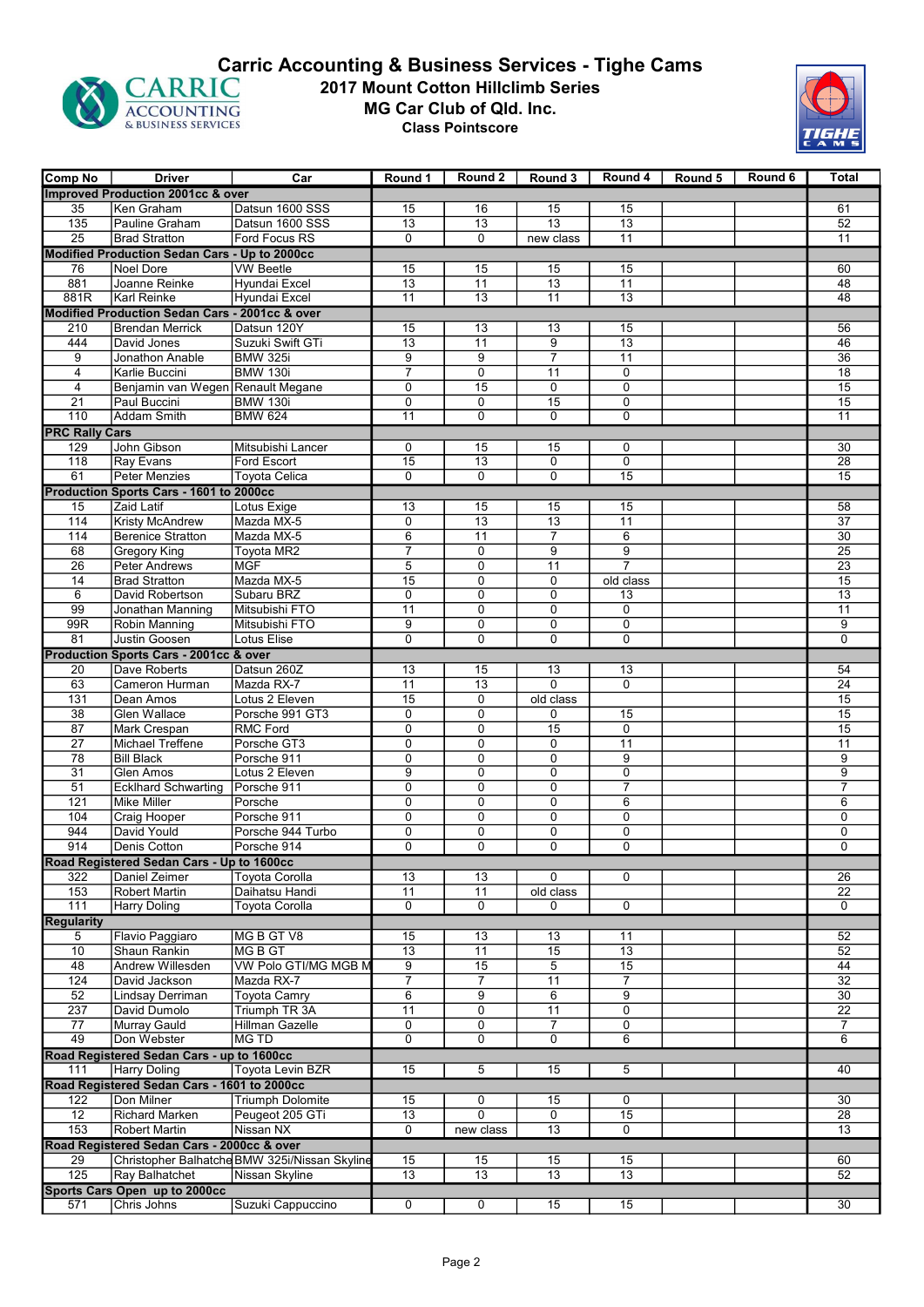# Carric Accounting & Business Services - Tighe Cams

## 2017 Mount Cotton Hillclimb Series

## MG Car Club of Qld. Inc.

### Class Pointscore

| Comp No | Driver | Car | Round 1 | Round 2 | Round 3 | Round 4 | Round 5 | Round 6 | Total |
|---|---|---|---|---|---|---|---|---|---|
| **Improved Production 2001cc & over** | | | | | | | | | |
| 35 | Ken Graham | Datsun 1600 SSS | 15 | 16 | 15 | 15 | | | 61 |
| 135 | Pauline Graham | Datsun 1600 SSS | 13 | 13 | 13 | 13 | | | 52 |
| 25 | Brad Stratton | Ford Focus RS | 0 | 0 | new class | 11 | | | 11 |
| **Modified Production Sedan Cars - Up to 2000cc** | | | | | | | | | |
| 76 | Noel Dore | VW Beetle | 15 | 15 | 15 | 15 | | | 60 |
| 881 | Joanne Reinke | Hyundai Excel | 13 | 11 | 13 | 11 | | | 48 |
| 881R | Karl Reinke | Hyundai Excel | 11 | 13 | 11 | 13 | | | 48 |
| **Modified Production Sedan Cars - 2001cc & over** | | | | | | | | | |
| 210 | Brendan Merrick | Datsun 120Y | 15 | 13 | 13 | 15 | | | 56 |
| 444 | David Jones | Suzuki Swift GTi | 13 | 11 | 9 | 13 | | | 46 |
| 9 | Jonathon Anable | BMW 325i | 9 | 9 | 7 | 11 | | | 36 |
| 4 | Karlie Buccini | BMW 130i | 7 | 0 | 11 | 0 | | | 18 |
| 4 | Benjamin van Wegen | Renault Megane | 0 | 15 | 0 | 0 | | | 15 |
| 21 | Paul Buccini | BMW 130i | 0 | 0 | 15 | 0 | | | 15 |
| 110 | Addam Smith | BMW 624 | 11 | 0 | 0 | 0 | | | 11 |
| **PRC Rally Cars** | | | | | | | | | |
| 129 | John Gibson | Mitsubishi Lancer | 0 | 15 | 15 | 0 | | | 30 |
| 118 | Ray Evans | Ford Escort | 15 | 13 | 0 | 0 | | | 28 |
| 61 | Peter Menzies | Toyota Celica | 0 | 0 | 0 | 15 | | | 15 |
| **Production Sports Cars - 1601 to 2000cc** | | | | | | | | | |
| 15 | Zaid Latif | Lotus Exige | 13 | 15 | 15 | 15 | | | 58 |
| 114 | Kristy McAndrew | Mazda MX-5 | 0 | 13 | 13 | 11 | | | 37 |
| 114 | Berenice Stratton | Mazda MX-5 | 6 | 11 | 7 | 6 | | | 30 |
| 68 | Gregory King | Toyota MR2 | 7 | 0 | 9 | 9 | | | 25 |
| 26 | Peter Andrews | MGF | 5 | 0 | 11 | 7 | | | 23 |
| 14 | Brad Stratton | Mazda MX-5 | 15 | 0 | 0 | old class | | | 15 |
| 6 | David Robertson | Subaru BRZ | 0 | 0 | 0 | 13 | | | 13 |
| 99 | Jonathan Manning | Mitsubishi FTO | 11 | 0 | 0 | 0 | | | 11 |
| 99R | Robin Manning | Mitsubishi FTO | 9 | 0 | 0 | 0 | | | 9 |
| 81 | Justin Goosen | Lotus Elise | 0 | 0 | 0 | 0 | | | 0 |
| **Production Sports Cars - 2001cc & over** | | | | | | | | | |
| 20 | Dave Roberts | Datsun 260Z | 13 | 15 | 13 | 13 | | | 54 |
| 63 | Cameron Hurman | Mazda RX-7 | 11 | 13 | 0 | 0 | | | 24 |
| 131 | Dean Amos | Lotus 2 Eleven | 15 | 0 | old class | | | | 15 |
| 38 | Glen Wallace | Porsche 991 GT3 | 0 | 0 | 0 | 15 | | | 15 |
| 87 | Mark Crespan | RMC Ford | 0 | 0 | 15 | 0 | | | 15 |
| 27 | Michael Treffene | Porsche GT3 | 0 | 0 | 0 | 11 | | | 11 |
| 78 | Bill Black | Porsche 911 | 0 | 0 | 0 | 9 | | | 9 |
| 31 | Glen Amos | Lotus 2 Eleven | 9 | 0 | 0 | 0 | | | 9 |
| 51 | Ecklhard Schwarting | Porsche 911 | 0 | 0 | 0 | 7 | | | 7 |
| 121 | Mike Miller | Porsche | 0 | 0 | 0 | 6 | | | 6 |
| 104 | Craig Hooper | Porsche 911 | 0 | 0 | 0 | 0 | | | 0 |
| 944 | David Yould | Porsche 944 Turbo | 0 | 0 | 0 | 0 | | | 0 |
| 914 | Denis Cotton | Porsche 914 | 0 | 0 | 0 | 0 | | | 0 |
| **Road Registered Sedan Cars - Up to 1600cc** | | | | | | | | | |
| 322 | Daniel Zeimer | Toyota Corolla | 13 | 13 | 0 | 0 | | | 26 |
| 153 | Robert Martin | Daihatsu Handi | 11 | 11 | old class | | | | 22 |
| 111 | Harry Doling | Toyota Corolla | 0 | 0 | 0 | 0 | | | 0 |
| **Regularity** | | | | | | | | | |
| 5 | Flavio Paggiaro | MG B GT V8 | 15 | 13 | 13 | 11 | | | 52 |
| 10 | Shaun Rankin | MG B GT | 13 | 11 | 15 | 13 | | | 52 |
| 48 | Andrew Willesden | VW Polo GTI/MG MGB M | 9 | 15 | 5 | 15 | | | 44 |
| 124 | David Jackson | Mazda RX-7 | 7 | 7 | 11 | 7 | | | 32 |
| 52 | Lindsay Derriman | Toyota Camry | 6 | 9 | 6 | 9 | | | 30 |
| 237 | David Dumolo | Triumph TR 3A | 11 | 0 | 11 | 0 | | | 22 |
| 77 | Murray Gauld | Hillman Gazelle | 0 | 0 | 7 | 0 | | | 7 |
| 49 | Don Webster | MG TD | 0 | 0 | 0 | 6 | | | 6 |
| **Road Registered Sedan Cars - up to 1600cc** | | | | | | | | | |
| 111 | Harry Doling | Toyota Levin BZR | 15 | 5 | 15 | 5 | | | 40 |
| **Road Registered Sedan Cars - 1601 to 2000cc** | | | | | | | | | |
| 122 | Don Milner | Triumph Dolomite | 15 | 0 | 15 | 0 | | | 30 |
| 12 | Richard Marken | Peugeot 205 GTi | 13 | 0 | 0 | 15 | | | 28 |
| 153 | Robert Martin | Nissan NX | 0 | new class | 13 | 0 | | | 13 |
| **Road Registered Sedan Cars - 2000cc & over** | | | | | | | | | |
| 29 | Christopher Balhatche | BMW 325i/Nissan Skyline | 15 | 15 | 15 | 15 | | | 60 |
| 125 | Ray Balhatchet | Nissan Skyline | 13 | 13 | 13 | 13 | | | 52 |
| **Sports Cars Open up to 2000cc** | | | | | | | | | |
| 571 | Chris Johns | Suzuki Cappuccino | 0 | 0 | 15 | 15 | | | 30 |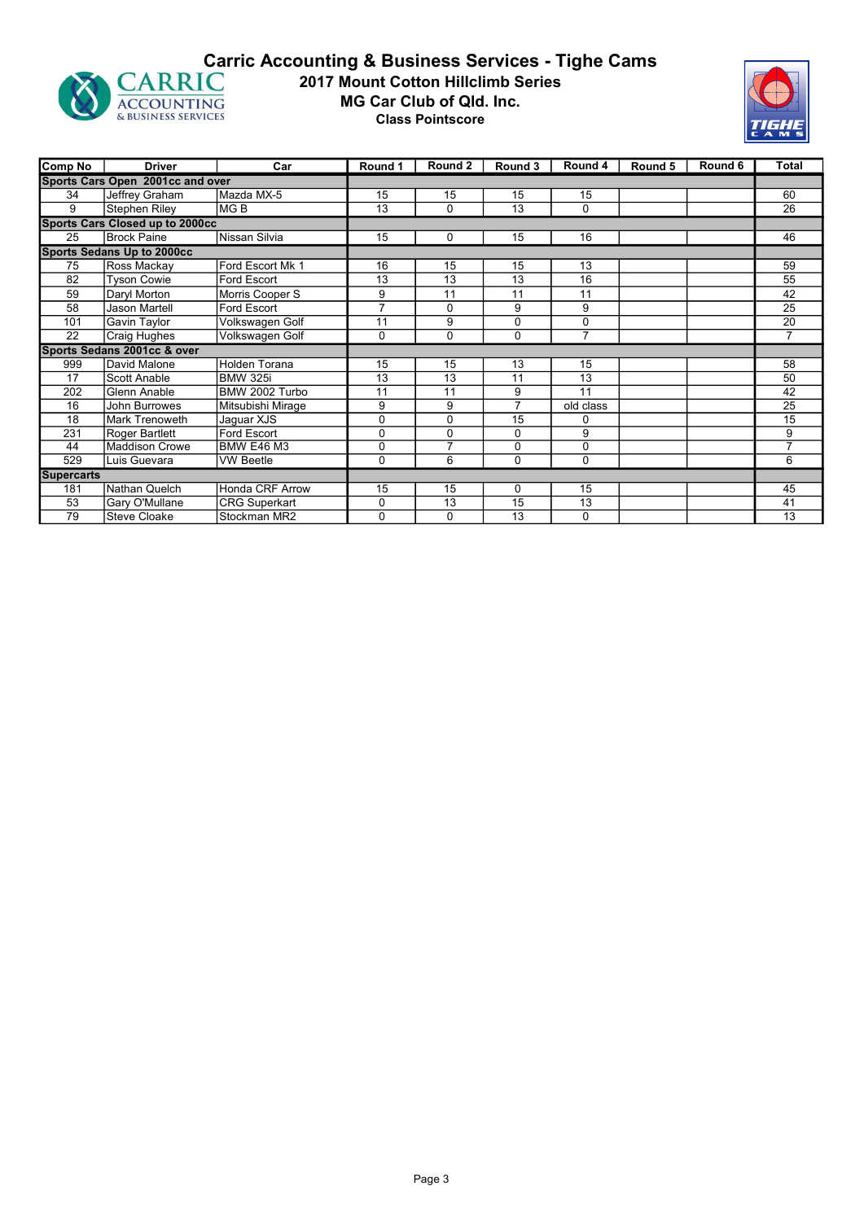# Carric Accounting & Business Services - Tighe Cams

## 2017 Mount Cotton Hillclimb Series

## MG Car Club of Qld. Inc.

### Class Pointscore

| Comp No | Driver | Car | Round 1 | Round 2 | Round 3 | Round 4 | Round 5 | Round 6 | Total |
|---|---|---|---|---|---|---|---|---|---|
| **Sports Cars Open 2001cc and over** | | | | | | | | | |
| 34 | Jeffrey Graham | Mazda MX-5 | 15 | 15 | 15 | 15 | | | 60 |
| 9 | Stephen Riley | MG B | 13 | 0 | 13 | 0 | | | 26 |
| **Sports Cars Closed up to 2000cc** | | | | | | | | | |
| 25 | Brock Paine | Nissan Silvia | 15 | 0 | 15 | 16 | | | 46 |
| **Sports Sedans Up to 2000cc** | | | | | | | | | |
| 75 | Ross Mackay | Ford Escort Mk 1 | 16 | 15 | 15 | 13 | | | 59 |
| 82 | Tyson Cowie | Ford Escort | 13 | 13 | 13 | 16 | | | 55 |
| 59 | Daryl Morton | Morris Cooper S | 9 | 11 | 11 | 11 | | | 42 |
| 58 | Jason Martell | Ford Escort | 7 | 0 | 9 | 9 | | | 25 |
| 101 | Gavin Taylor | Volkswagen Golf | 11 | 9 | 0 | 0 | | | 20 |
| 22 | Craig Hughes | Volkswagen Golf | 0 | 0 | 0 | 7 | | | 7 |
| **Sports Sedans 2001cc & over** | | | | | | | | | |
| 999 | David Malone | Holden Torana | 15 | 15 | 13 | 15 | | | 58 |
| 17 | Scott Anable | BMW 325i | 13 | 13 | 11 | 13 | | | 50 |
| 202 | Glenn Anable | BMW 2002 Turbo | 11 | 11 | 9 | 11 | | | 42 |
| 16 | John Burrowes | Mitsubishi Mirage | 9 | 9 | 7 | old class | | | 25 |
| 18 | Mark Trenoweth | Jaguar XJS | 0 | 0 | 15 | 0 | | | 15 |
| 231 | Roger Bartlett | Ford Escort | 0 | 0 | 0 | 9 | | | 9 |
| 44 | Maddison Crowe | BMW E46 M3 | 0 | 7 | 0 | 0 | | | 7 |
| 529 | Luis Guevara | VW Beetle | 0 | 6 | 0 | 0 | | | 6 |
| **Supercarts** | | | | | | | | | |
| 181 | Nathan Quelch | Honda CRF Arrow | 15 | 15 | 0 | 15 | | | 45 |
| 53 | Gary O'Mullane | CRG Superkart | 0 | 13 | 15 | 13 | | | 41 |
| 79 | Steve Cloake | Stockman MR2 | 0 | 0 | 13 | 0 | | | 13 |